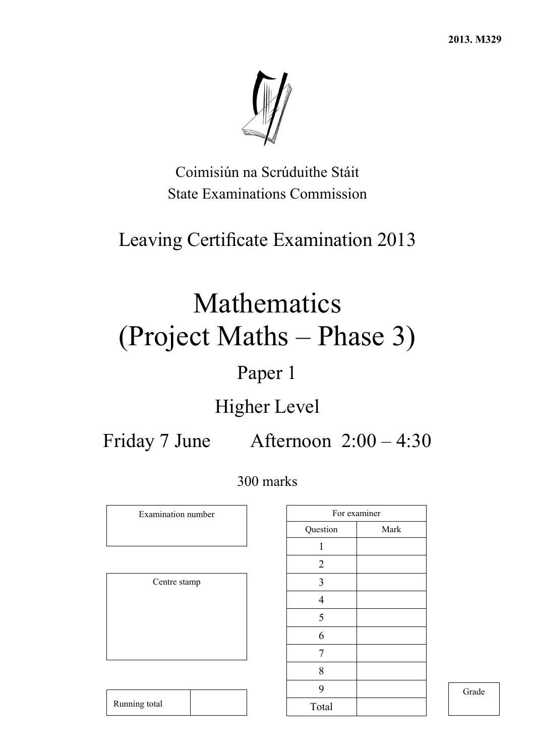2013. M329

Coimisiún na Scrúduithe Stáit
State Examinations Commission

# Leaving Certificate Examination 2013

# Mathematics (Project Maths – Phase 3)

## Paper 1

## Higher Level

**Friday 7 June — Afternoon 2:00 – 4:30**

300 marks

| Examination number |
|---|
| |

| Centre stamp |
|---|
| |

| Running total | |
|---|---|

| For examiner | |
|---|---|
| Question | Mark |
| 1 | |
| 2 | |
| 3 | |
| 4 | |
| 5 | |
| 6 | |
| 7 | |
| 8 | |
| 9 | |
| Total | |

| Grade |
|---|
| |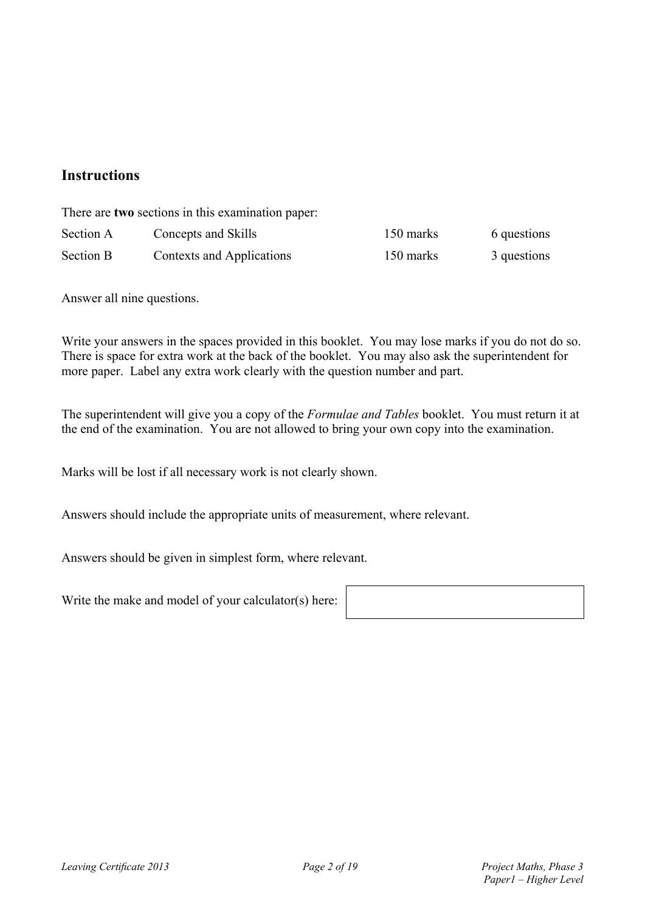## Instructions

There are **two** sections in this examination paper:

| Section A | Concepts and Skills | 150 marks | 6 questions |
|---|---|---|---|
| Section B | Contexts and Applications | 150 marks | 3 questions |

Answer all nine questions.

Write your answers in the spaces provided in this booklet. You may lose marks if you do not do so. There is space for extra work at the back of the booklet. You may also ask the superintendent for more paper. Label any extra work clearly with the question number and part.

The superintendent will give you a copy of the *Formulae and Tables* booklet. You must return it at the end of the examination. You are not allowed to bring your own copy into the examination.

Marks will be lost if all necessary work is not clearly shown.

Answers should include the appropriate units of measurement, where relevant.

Answers should be given in simplest form, where relevant.

Write the make and model of your calculator(s) here: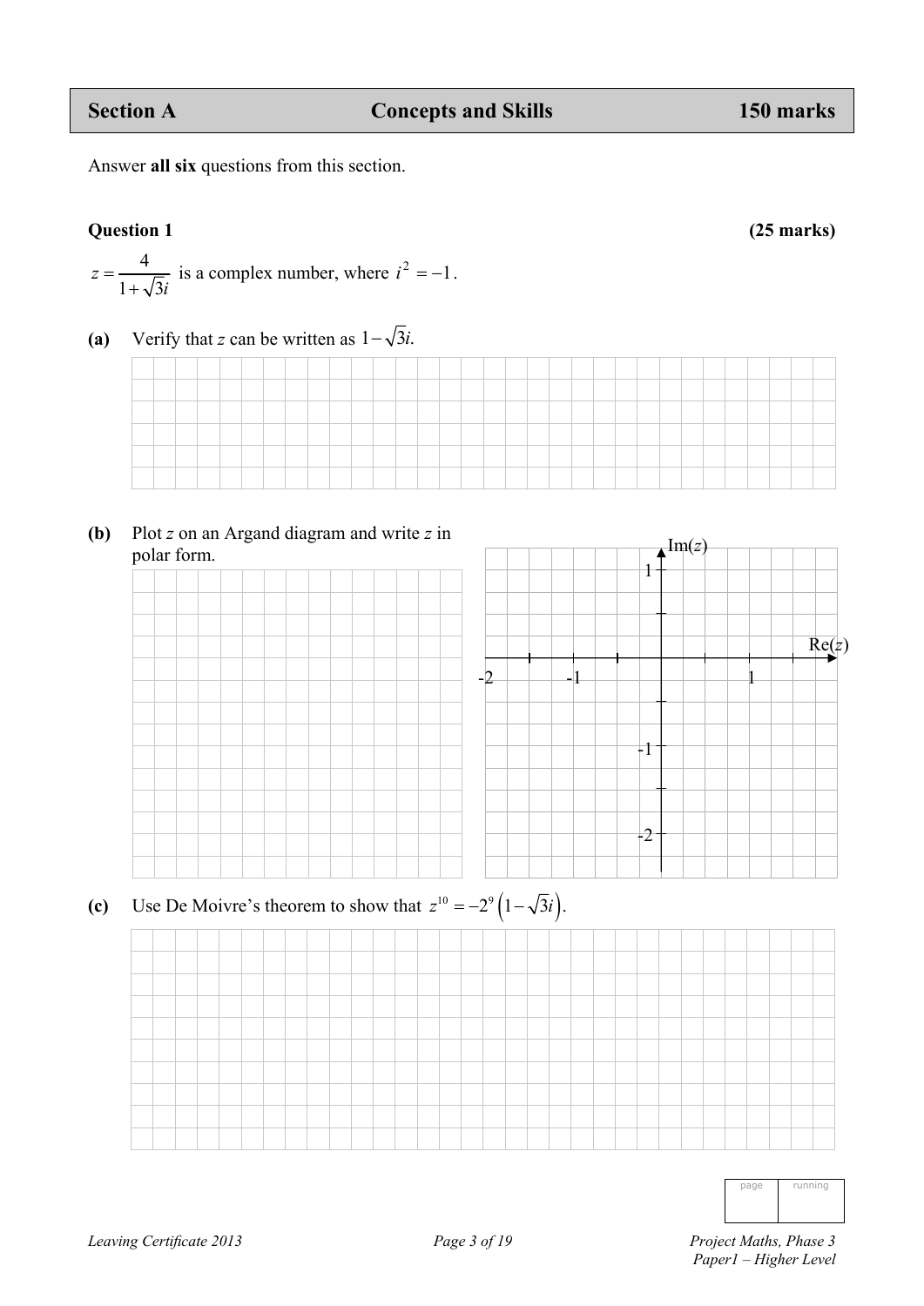| Section A | Concepts and Skills | 150 marks |
|---|---|---|

Answer **all six** questions from this section.

**Question 1** **(25 marks)**

$z = \dfrac{4}{1+\sqrt{3}i}$ is a complex number, where $i^2 = -1$.

**(a)** Verify that $z$ can be written as $1-\sqrt{3}i$.

**(b)** Plot $z$ on an Argand diagram and write $z$ in polar form.

**(c)** Use De Moivre's theorem to show that $z^{10} = -2^9\left(1-\sqrt{3}i\right)$.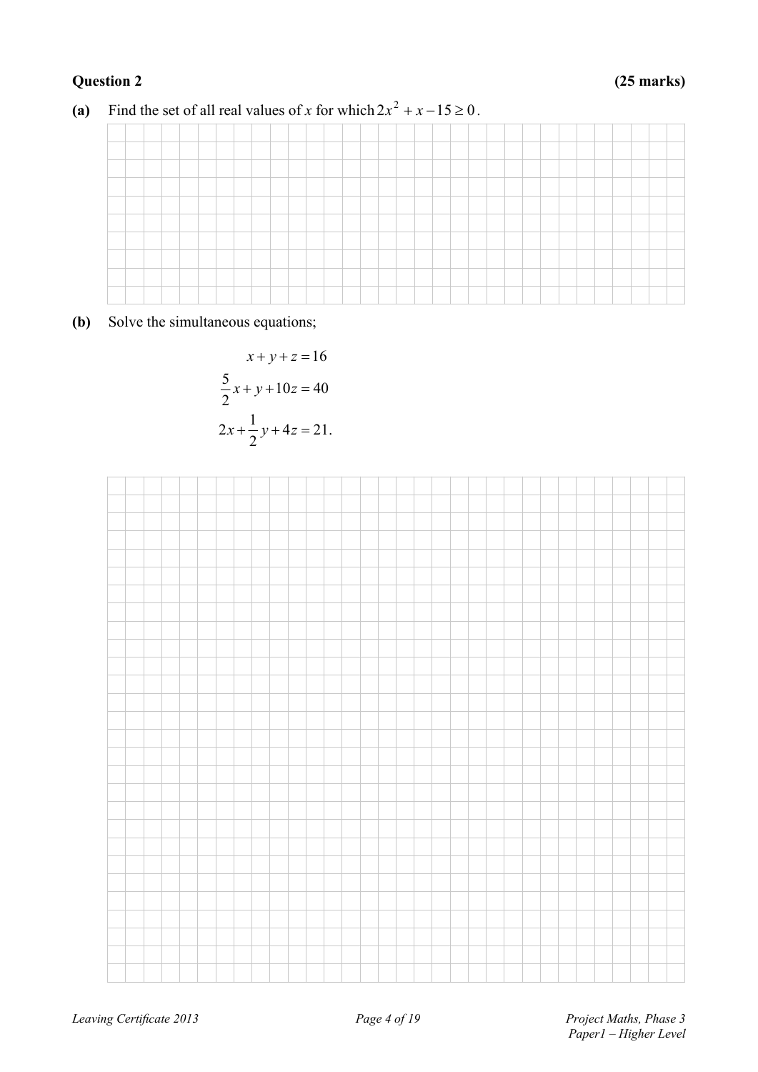**Question 2** **(25 marks)**

**(a)** Find the set of all real values of $x$ for which $2x^2 + x - 15 \geq 0$.

**(b)** Solve the simultaneous equations;

$$x + y + z = 16$$

$$\frac{5}{2}x + y + 10z = 40$$

$$2x + \frac{1}{2}y + 4z = 21.$$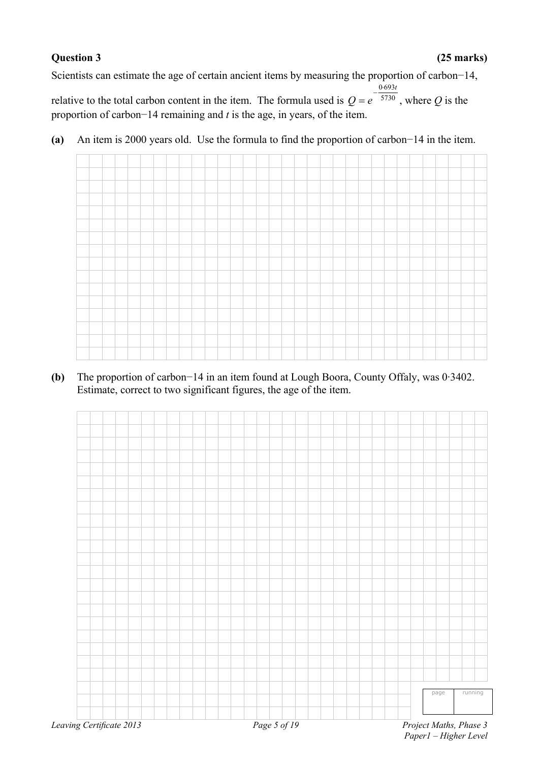**Question 3** **(25 marks)**

Scientists can estimate the age of certain ancient items by measuring the proportion of carbon−14, relative to the total carbon content in the item. The formula used is $Q = e^{-\frac{0 \cdot 693t}{5730}}$, where $Q$ is the proportion of carbon−14 remaining and $t$ is the age, in years, of the item.

**(a)** An item is 2000 years old. Use the formula to find the proportion of carbon−14 in the item.

**(b)** The proportion of carbon−14 in an item found at Lough Boora, County Offaly, was 0·3402. Estimate, correct to two significant figures, the age of the item.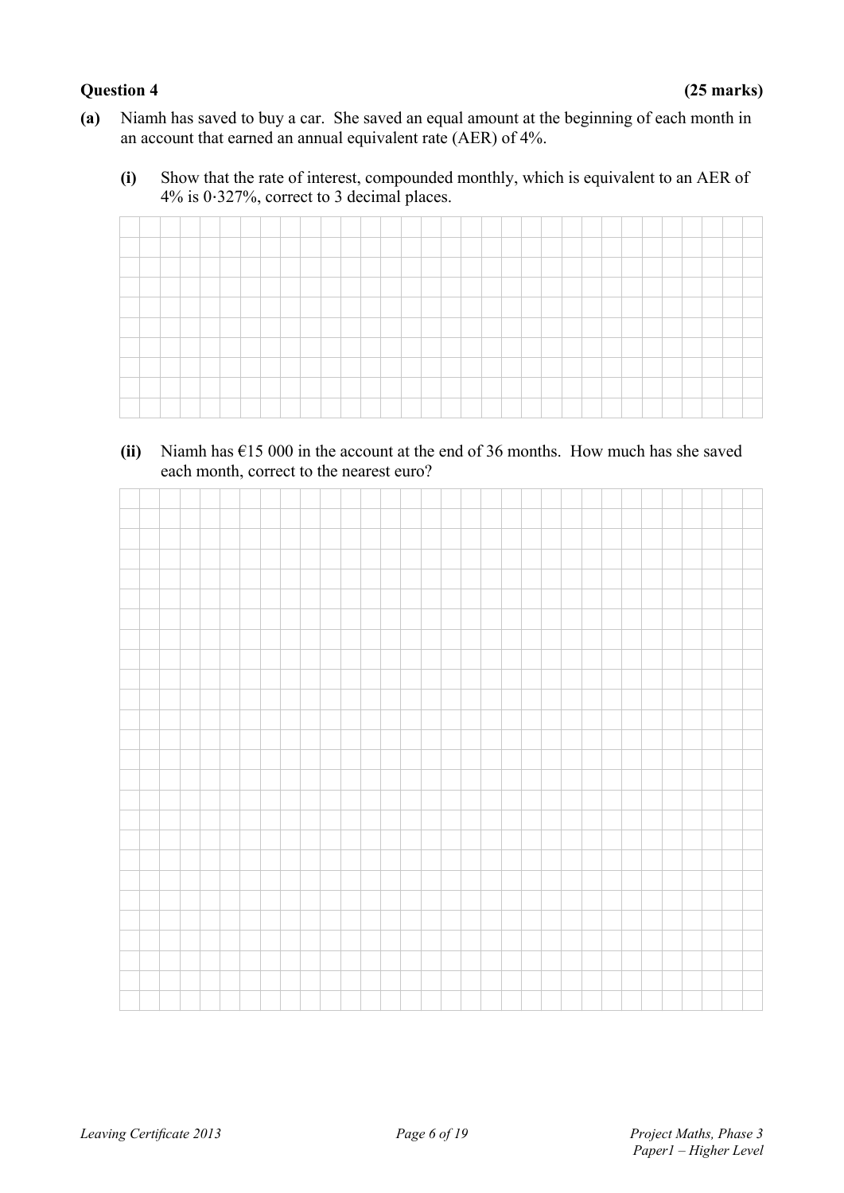**Question 4** **(25 marks)**

**(a)** Niamh has saved to buy a car. She saved an equal amount at the beginning of each month in an account that earned an annual equivalent rate (AER) of 4%.

**(i)** Show that the rate of interest, compounded monthly, which is equivalent to an AER of 4% is 0·327%, correct to 3 decimal places.

**(ii)** Niamh has €15 000 in the account at the end of 36 months. How much has she saved each month, correct to the nearest euro?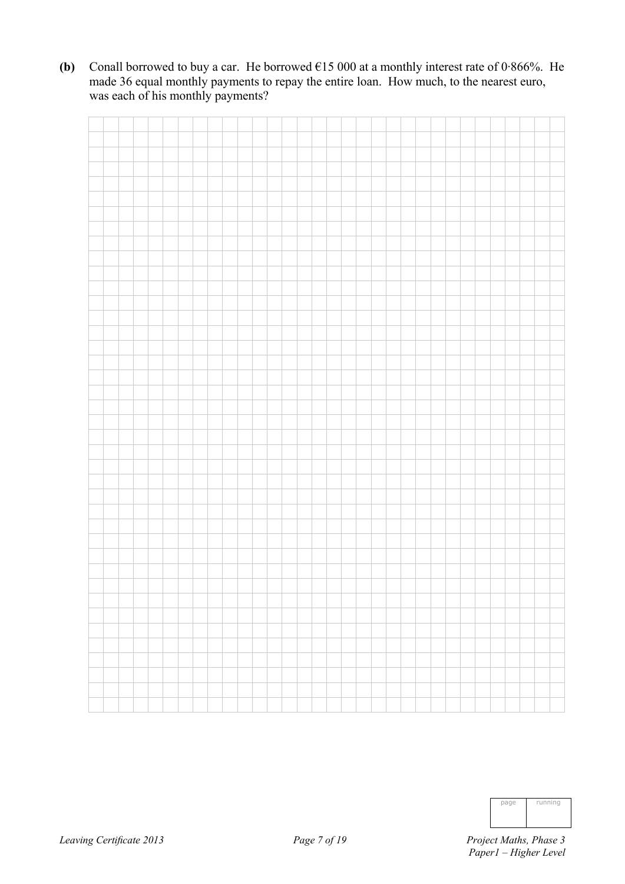**(b)** Conall borrowed to buy a car. He borrowed €15 000 at a monthly interest rate of 0·866%. He made 36 equal monthly payments to repay the entire loan. How much, to the nearest euro, was each of his monthly payments?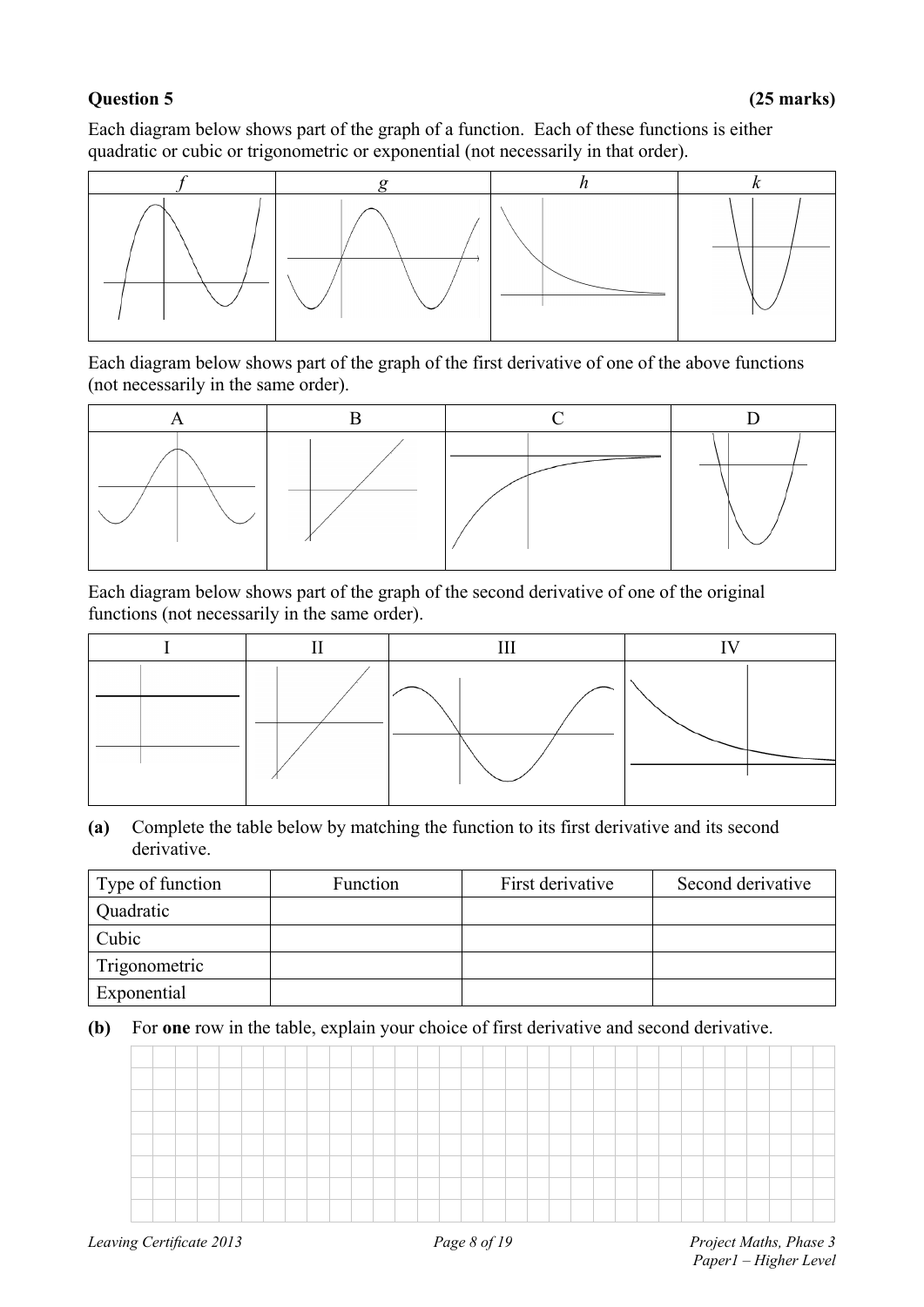**Question 5** **(25 marks)**

Each diagram below shows part of the graph of a function. Each of these functions is either quadratic or cubic or trigonometric or exponential (not necessarily in that order).

| $f$ | $g$ | $h$ | $k$ |
|---|---|---|---|
| | | | |

Each diagram below shows part of the graph of the first derivative of one of the above functions (not necessarily in the same order).

| A | B | C | D |
|---|---|---|---|
| | | | |

Each diagram below shows part of the graph of the second derivative of one of the original functions (not necessarily in the same order).

| I | II | III | IV |
|---|---|---|---|
| | | | |

**(a)** Complete the table below by matching the function to its first derivative and its second derivative.

| Type of function | Function | First derivative | Second derivative |
|---|---|---|---|
| Quadratic | | | |
| Cubic | | | |
| Trigonometric | | | |
| Exponential | | | |

**(b)** For **one** row in the table, explain your choice of first derivative and second derivative.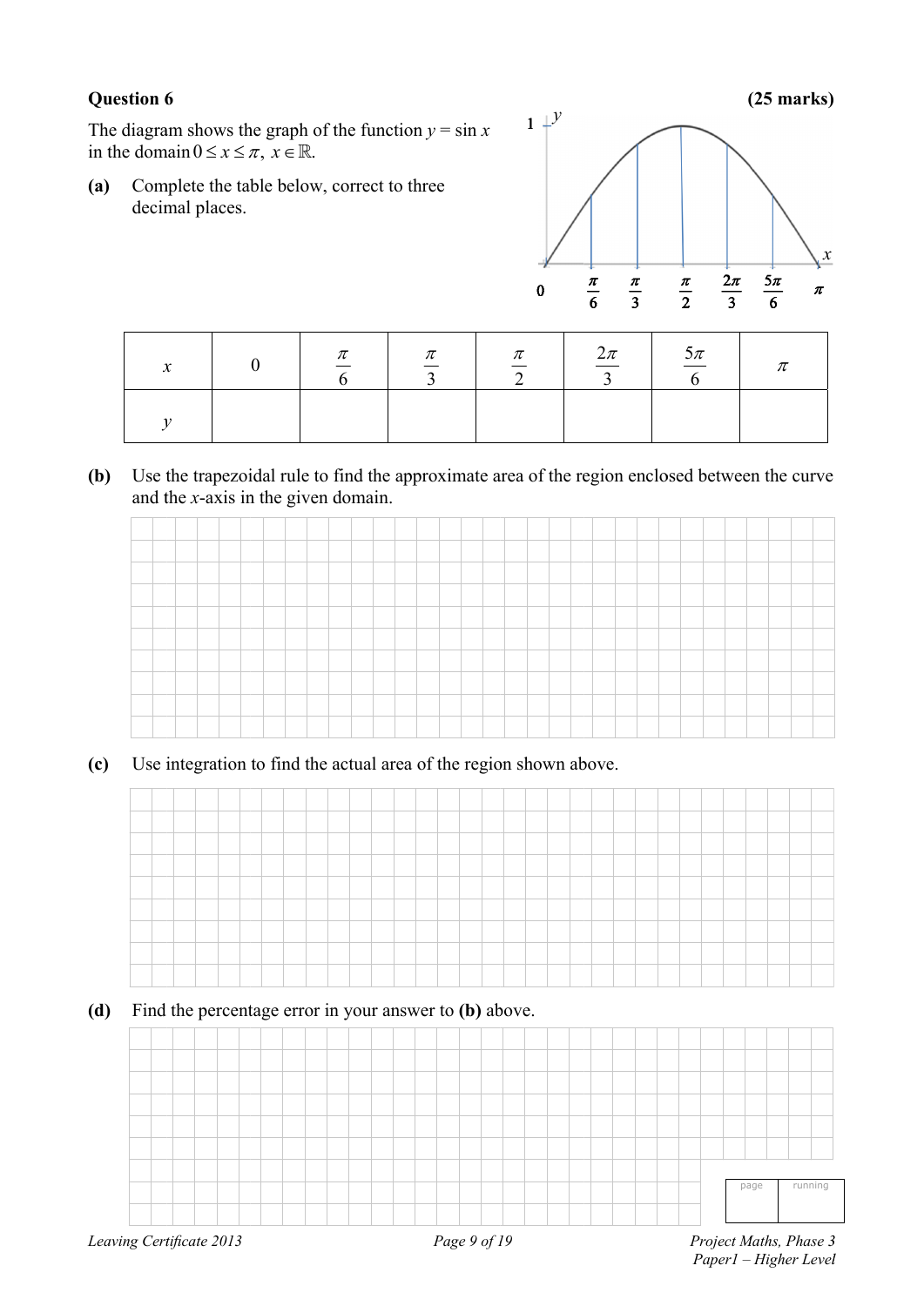**Question 6** **(25 marks)**

The diagram shows the graph of the function $y = \sin x$ in the domain $0 \le x \le \pi$, $x \in \mathbb{R}$.

**(a)** Complete the table below, correct to three decimal places.

| $x$ | $0$ | $\frac{\pi}{6}$ | $\frac{\pi}{3}$ | $\frac{\pi}{2}$ | $\frac{2\pi}{3}$ | $\frac{5\pi}{6}$ | $\pi$ |
|---|---|---|---|---|---|---|---|
| $y$ | | | | | | | |

**(b)** Use the trapezoidal rule to find the approximate area of the region enclosed between the curve and the $x$-axis in the given domain.

**(c)** Use integration to find the actual area of the region shown above.

**(d)** Find the percentage error in your answer to **(b)** above.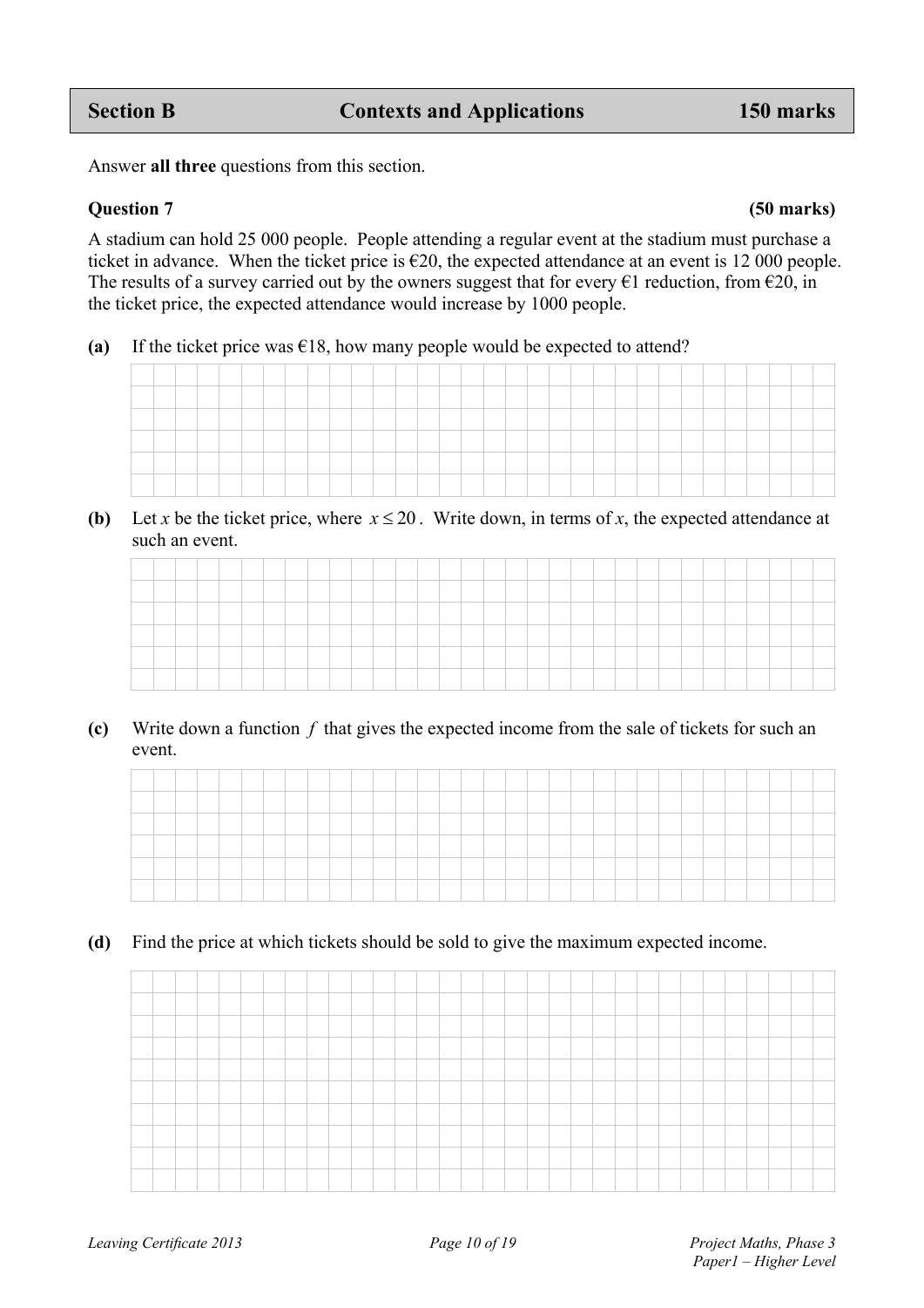## Section B — Contexts and Applications — 150 marks

Answer **all three** questions from this section.

### Question 7 (50 marks)

A stadium can hold 25 000 people. People attending a regular event at the stadium must purchase a ticket in advance. When the ticket price is €20, the expected attendance at an event is 12 000 people. The results of a survey carried out by the owners suggest that for every €1 reduction, from €20, in the ticket price, the expected attendance would increase by 1000 people.

**(a)** If the ticket price was €18, how many people would be expected to attend?

**(b)** Let $x$ be the ticket price, where $x \leq 20$. Write down, in terms of $x$, the expected attendance at such an event.

**(c)** Write down a function $f$ that gives the expected income from the sale of tickets for such an event.

**(d)** Find the price at which tickets should be sold to give the maximum expected income.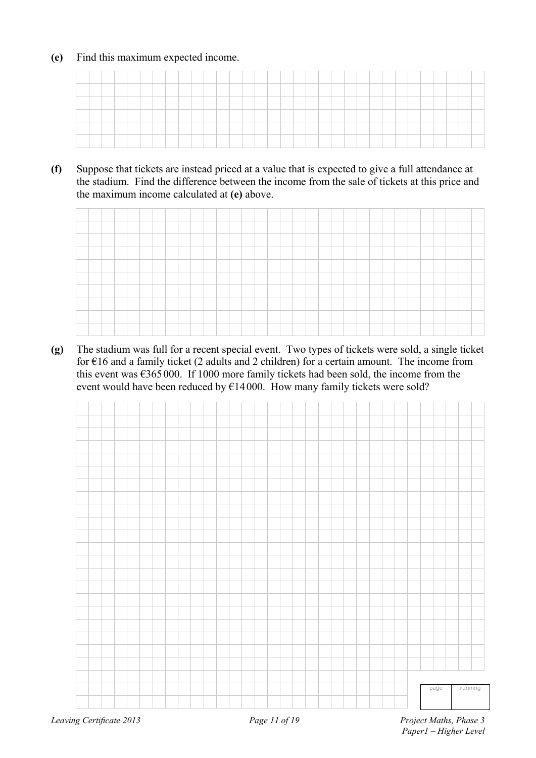**(e)** Find this maximum expected income.

**(f)** Suppose that tickets are instead priced at a value that is expected to give a full attendance at the stadium. Find the difference between the income from the sale of tickets at this price and the maximum income calculated at **(e)** above.

**(g)** The stadium was full for a recent special event. Two types of tickets were sold, a single ticket for €16 and a family ticket (2 adults and 2 children) for a certain amount. The income from this event was €365 000. If 1000 more family tickets had been sold, the income from the event would have been reduced by €14 000. How many family tickets were sold?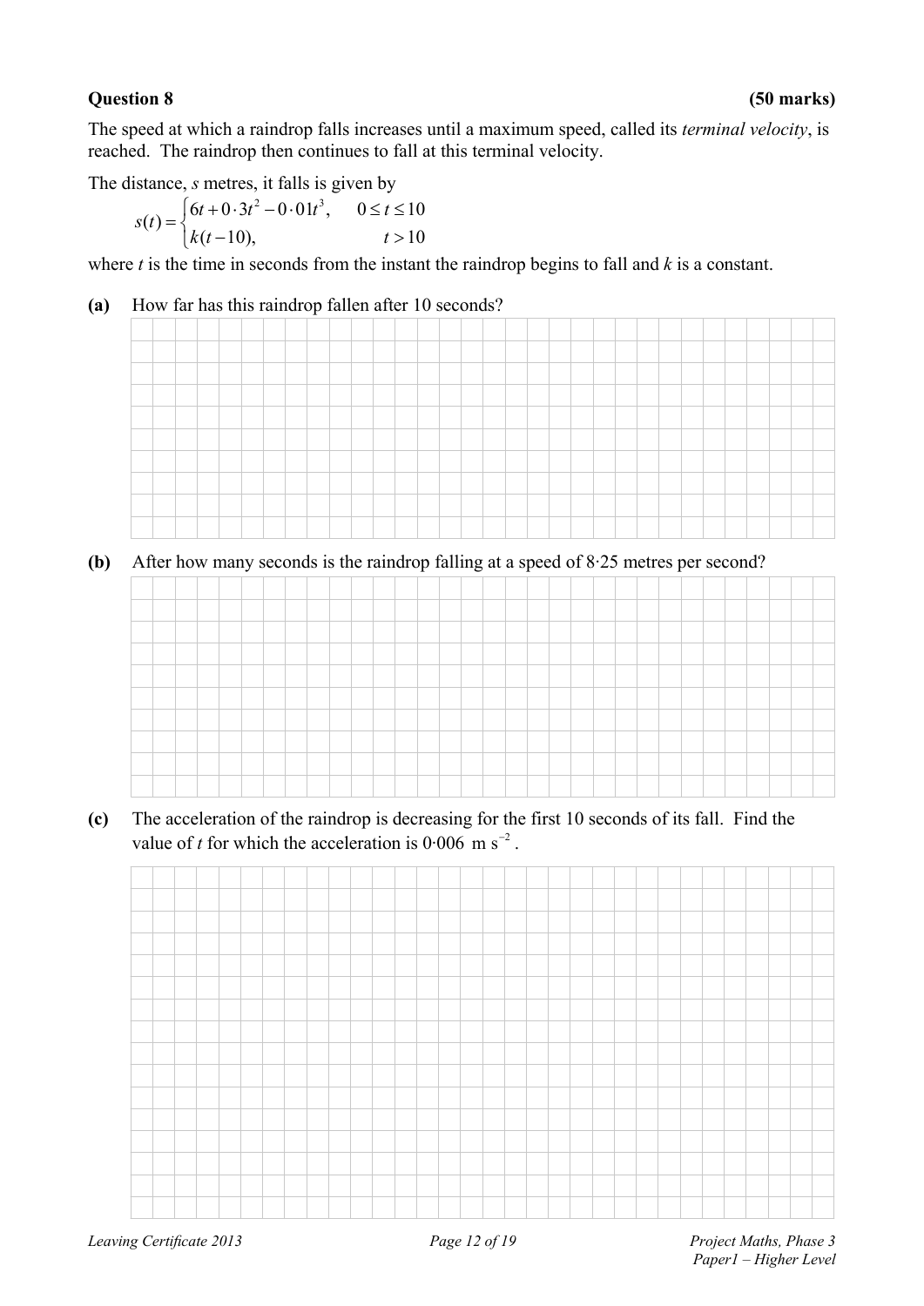**Question 8** **(50 marks)**

The speed at which a raindrop falls increases until a maximum speed, called its *terminal velocity*, is reached. The raindrop then continues to fall at this terminal velocity.

The distance, $s$ metres, it falls is given by

$$s(t) = \begin{cases} 6t + 0\cdot3t^2 - 0\cdot01t^3, & 0 \le t \le 10 \\ k(t-10), & t > 10 \end{cases}$$

where $t$ is the time in seconds from the instant the raindrop begins to fall and $k$ is a constant.

**(a)** How far has this raindrop fallen after 10 seconds?

**(b)** After how many seconds is the raindrop falling at a speed of 8·25 metres per second?

**(c)** The acceleration of the raindrop is decreasing for the first 10 seconds of its fall. Find the value of $t$ for which the acceleration is $0\cdot006 \text{ m s}^{-2}$.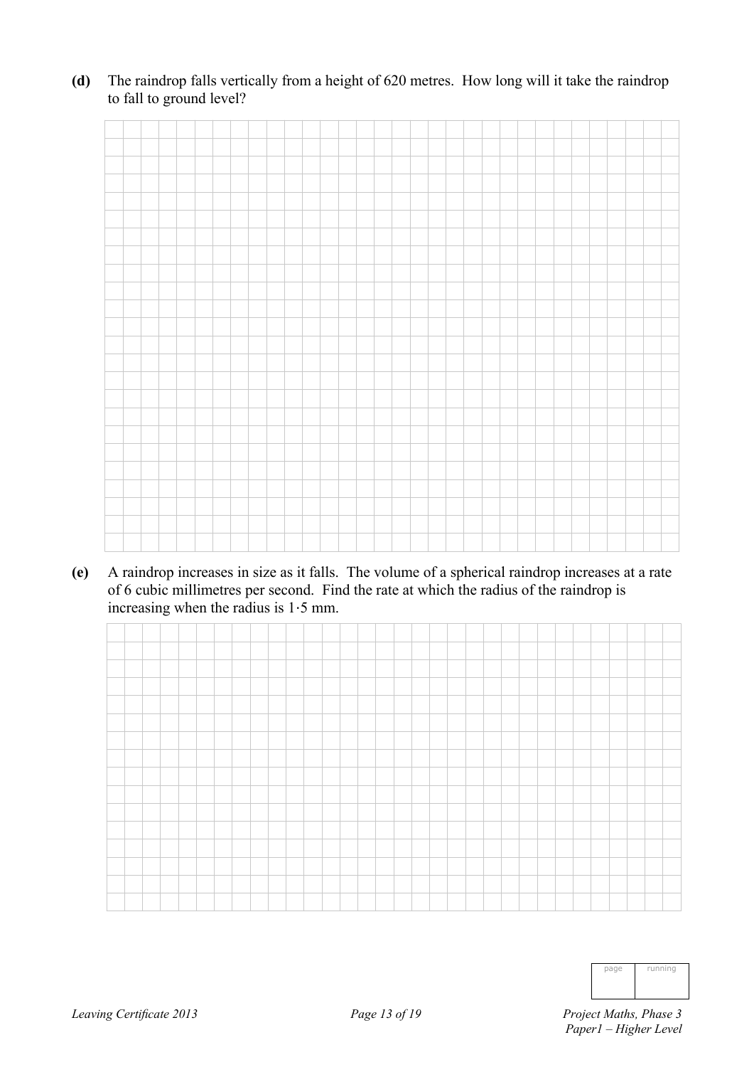**(d)** The raindrop falls vertically from a height of 620 metres. How long will it take the raindrop to fall to ground level?

**(e)** A raindrop increases in size as it falls. The volume of a spherical raindrop increases at a rate of 6 cubic millimetres per second. Find the rate at which the radius of the raindrop is increasing when the radius is 1·5 mm.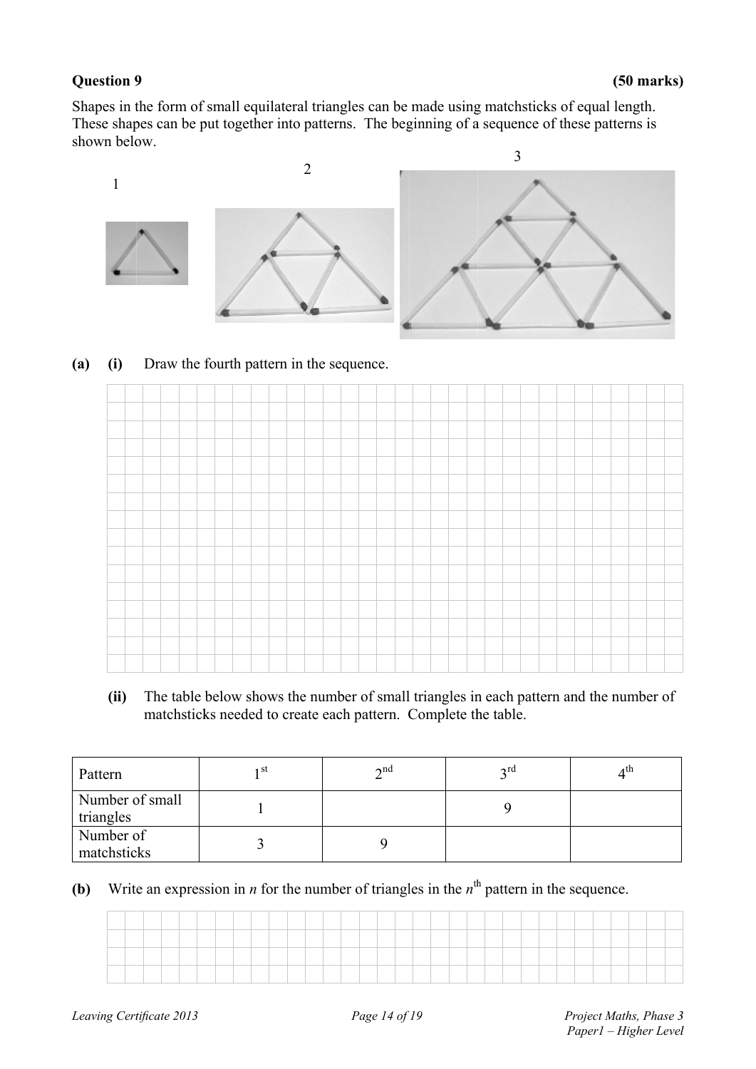**Question 9 (50 marks)**

Shapes in the form of small equilateral triangles can be made using matchsticks of equal length. These shapes can be put together into patterns. The beginning of a sequence of these patterns is shown below.

1 2 3

**(a) (i)** Draw the fourth pattern in the sequence.

**(ii)** The table below shows the number of small triangles in each pattern and the number of matchsticks needed to create each pattern. Complete the table.

| Pattern | $1^{st}$ | $2^{nd}$ | $3^{rd}$ | $4^{th}$ |
|---|---|---|---|---|
| Number of small triangles | 1 | | 9 | |
| Number of matchsticks | 3 | 9 | | |

**(b)** Write an expression in $n$ for the number of triangles in the $n^{th}$ pattern in the sequence.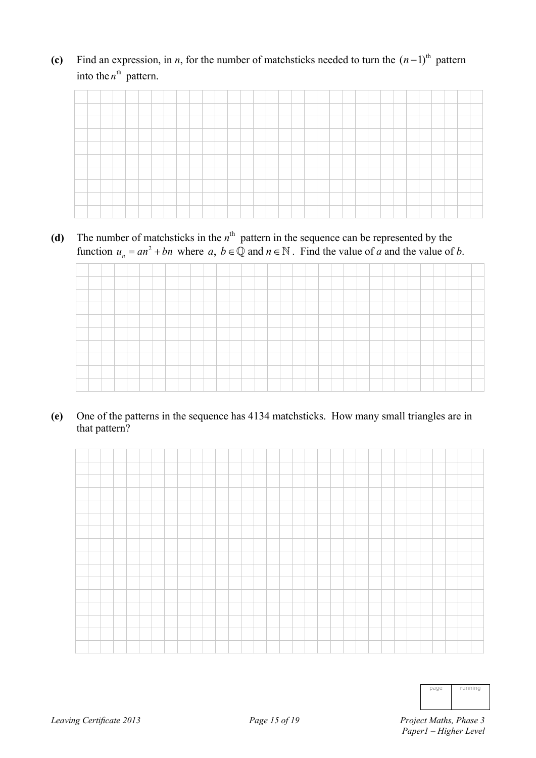**(c)** Find an expression, in $n$, for the number of matchsticks needed to turn the $(n-1)^{\text{th}}$ pattern into the $n^{\text{th}}$ pattern.

**(d)** The number of matchsticks in the $n^{\text{th}}$ pattern in the sequence can be represented by the function $u_n = an^2 + bn$ where $a,\ b \in \mathbb{Q}$ and $n \in \mathbb{N}$. Find the value of $a$ and the value of $b$.

**(e)** One of the patterns in the sequence has 4134 matchsticks. How many small triangles are in that pattern?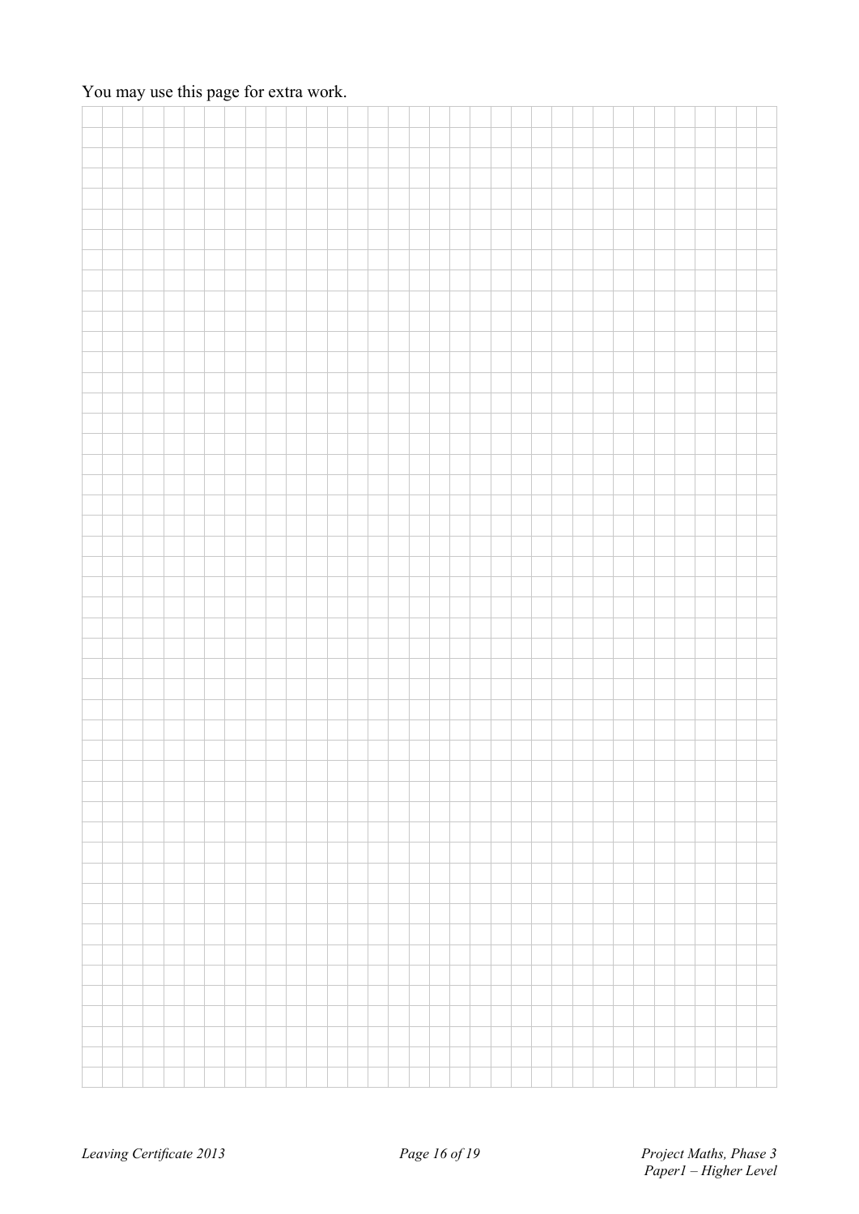You may use this page for extra work.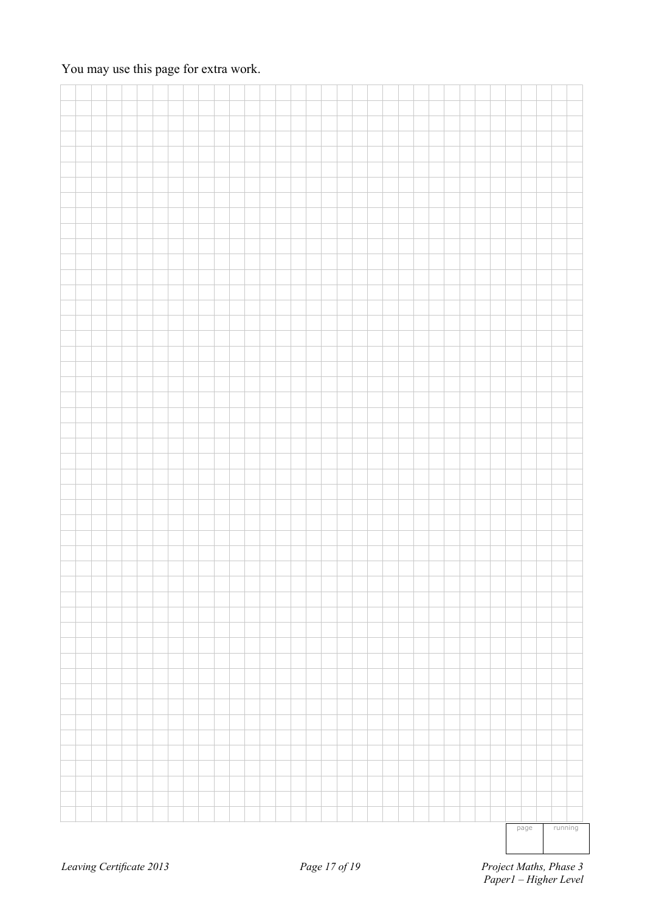You may use this page for extra work.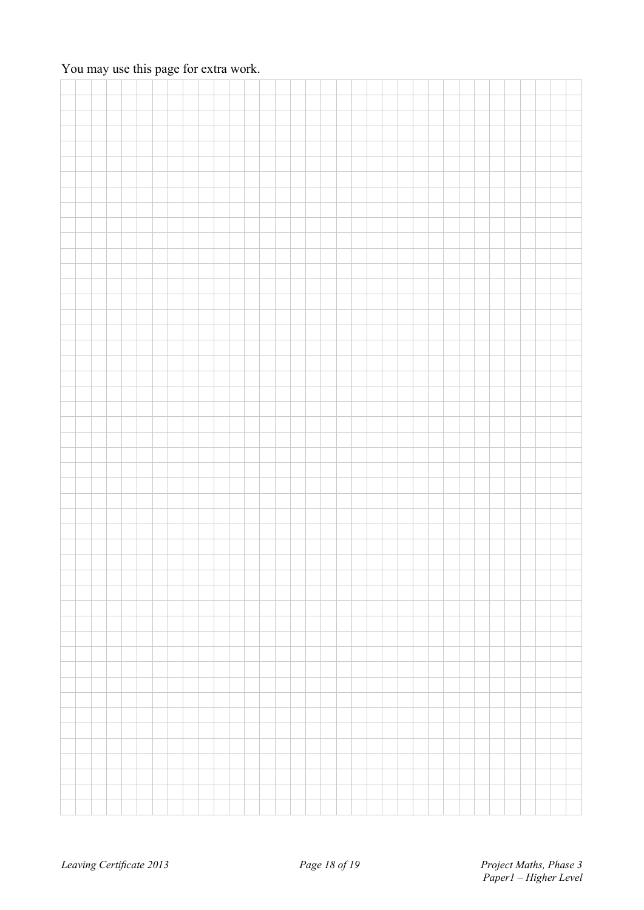You may use this page for extra work.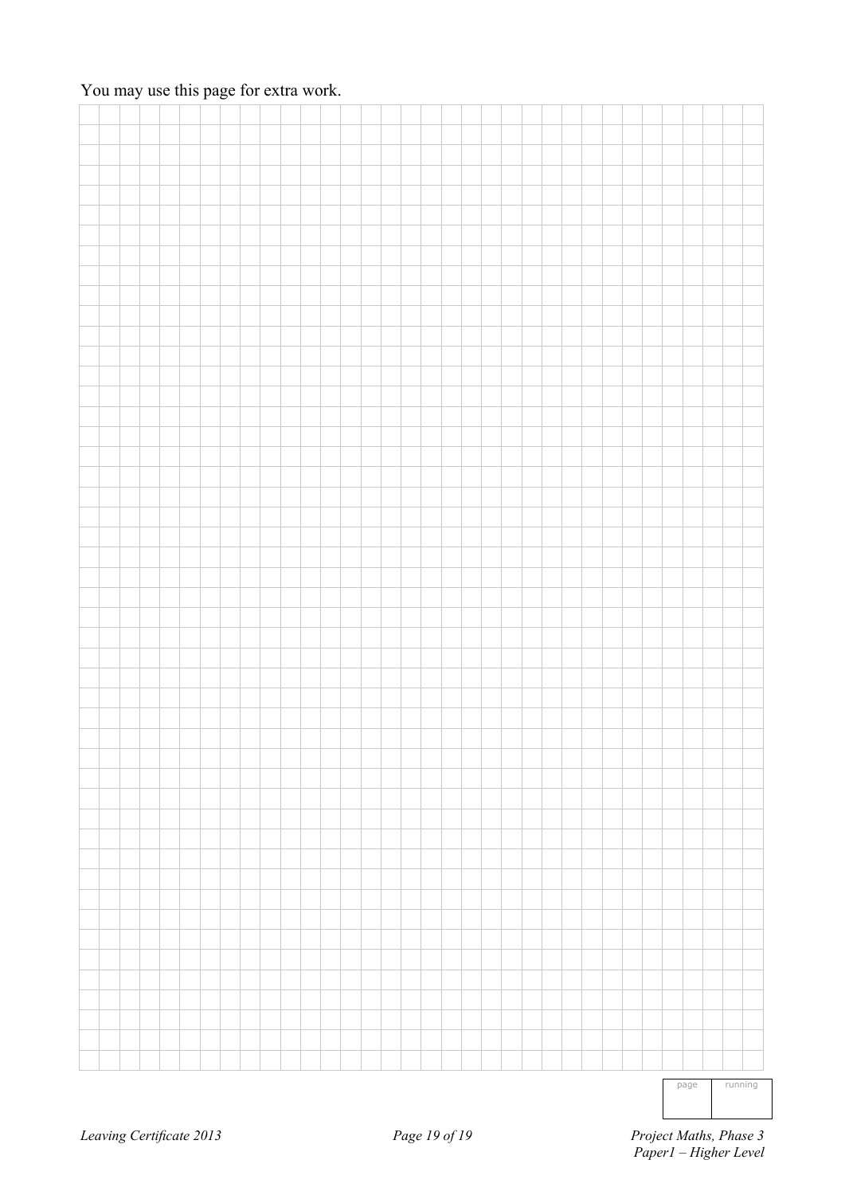You may use this page for extra work.

| page | running |
|---|---|
| | |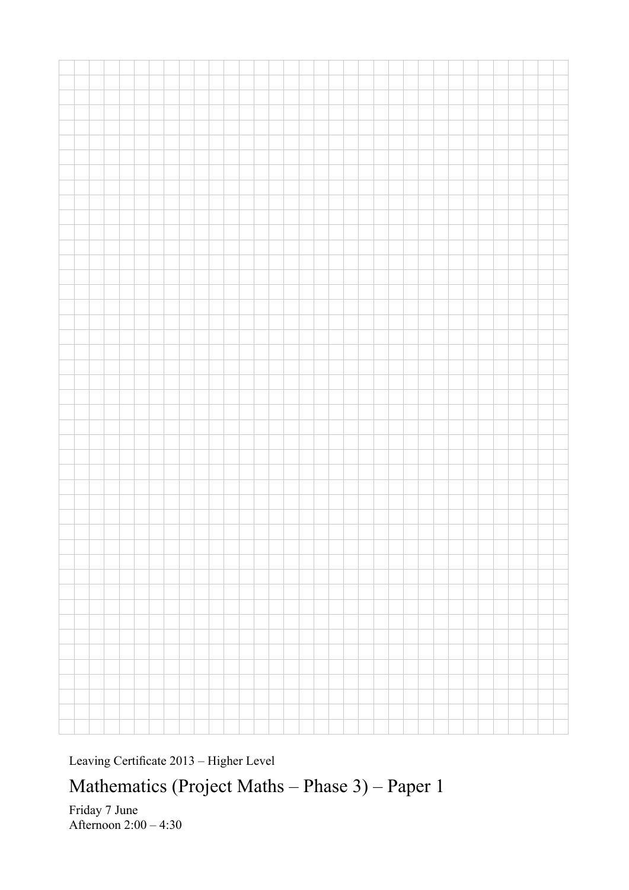Leaving Certificate 2013 – Higher Level

Mathematics (Project Maths – Phase 3) – Paper 1

Friday 7 June

Afternoon 2:00 – 4:30